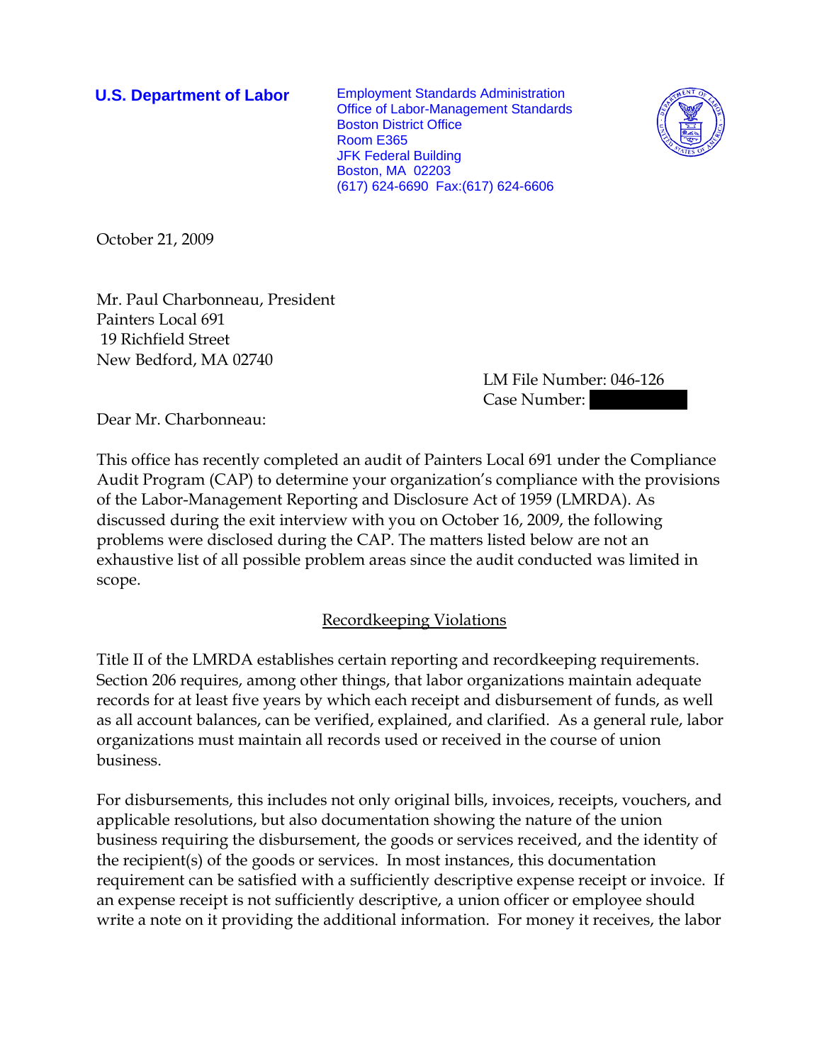**U.S. Department of Labor**

Employment Standards Administration
Office of Labor-Management Standards
Boston District Office
Room E365
JFK Federal Building
Boston, MA 02203
(617) 624-6690 Fax:(617) 624-6606

October 21, 2009

Mr. Paul Charbonneau, President
Painters Local 691
19 Richfield Street
New Bedford, MA 02740

LM File Number: 046-126
Case Number: 

Dear Mr. Charbonneau:

This office has recently completed an audit of Painters Local 691 under the Compliance Audit Program (CAP) to determine your organization's compliance with the provisions of the Labor-Management Reporting and Disclosure Act of 1959 (LMRDA). As discussed during the exit interview with you on October 16, 2009, the following problems were disclosed during the CAP. The matters listed below are not an exhaustive list of all possible problem areas since the audit conducted was limited in scope.

## Recordkeeping Violations

Title II of the LMRDA establishes certain reporting and recordkeeping requirements. Section 206 requires, among other things, that labor organizations maintain adequate records for at least five years by which each receipt and disbursement of funds, as well as all account balances, can be verified, explained, and clarified. As a general rule, labor organizations must maintain all records used or received in the course of union business.

For disbursements, this includes not only original bills, invoices, receipts, vouchers, and applicable resolutions, but also documentation showing the nature of the union business requiring the disbursement, the goods or services received, and the identity of the recipient(s) of the goods or services. In most instances, this documentation requirement can be satisfied with a sufficiently descriptive expense receipt or invoice. If an expense receipt is not sufficiently descriptive, a union officer or employee should write a note on it providing the additional information. For money it receives, the labor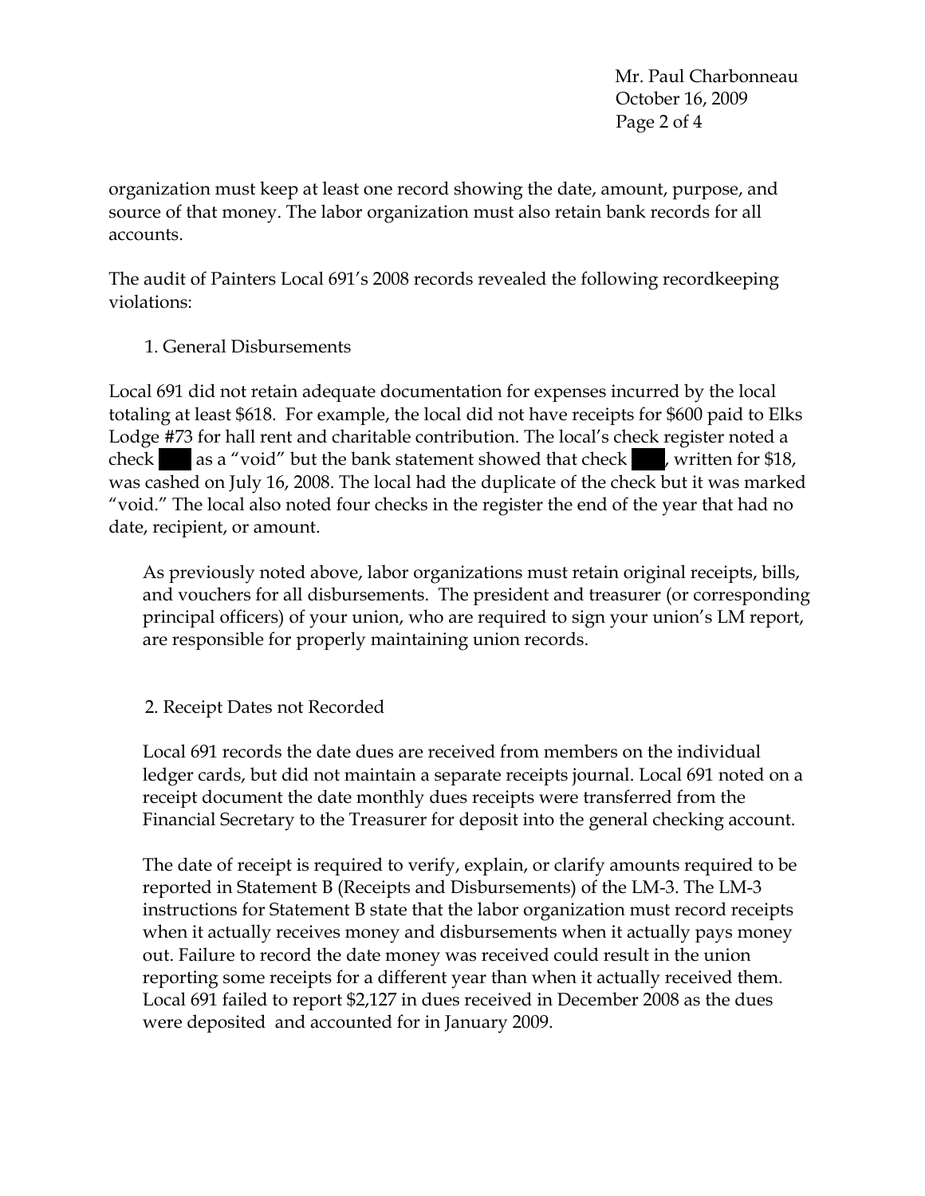organization must keep at least one record showing the date, amount, purpose, and source of that money. The labor organization must also retain bank records for all accounts.

The audit of Painters Local 691's 2008 records revealed the following recordkeeping violations:

1. General Disbursements

Local 691 did not retain adequate documentation for expenses incurred by the local totaling at least $618. For example, the local did not have receipts for $600 paid to Elks Lodge #73 for hall rent and charitable contribution. The local's check register noted a check ███ as a "void" but the bank statement showed that check ███, written for $18, was cashed on July 16, 2008. The local had the duplicate of the check but it was marked "void." The local also noted four checks in the register the end of the year that had no date, recipient, or amount.

As previously noted above, labor organizations must retain original receipts, bills, and vouchers for all disbursements. The president and treasurer (or corresponding principal officers) of your union, who are required to sign your union's LM report, are responsible for properly maintaining union records.

2. Receipt Dates not Recorded

Local 691 records the date dues are received from members on the individual ledger cards, but did not maintain a separate receipts journal. Local 691 noted on a receipt document the date monthly dues receipts were transferred from the Financial Secretary to the Treasurer for deposit into the general checking account.

The date of receipt is required to verify, explain, or clarify amounts required to be reported in Statement B (Receipts and Disbursements) of the LM-3. The LM-3 instructions for Statement B state that the labor organization must record receipts when it actually receives money and disbursements when it actually pays money out. Failure to record the date money was received could result in the union reporting some receipts for a different year than when it actually received them. Local 691 failed to report $2,127 in dues received in December 2008 as the dues were deposited and accounted for in January 2009.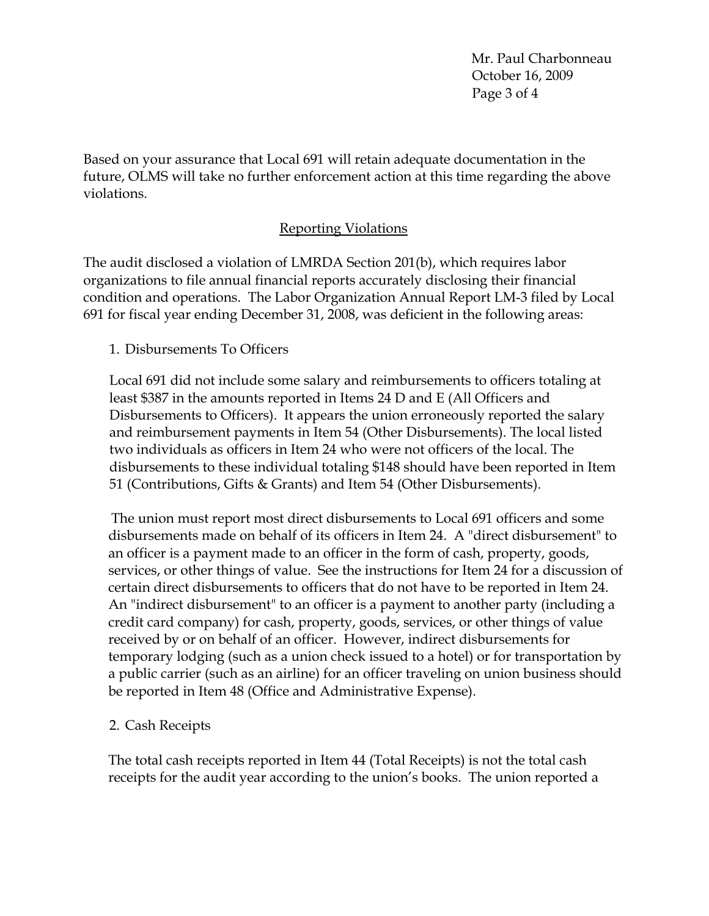Based on your assurance that Local 691 will retain adequate documentation in the future, OLMS will take no further enforcement action at this time regarding the above violations.

## Reporting Violations

The audit disclosed a violation of LMRDA Section 201(b), which requires labor organizations to file annual financial reports accurately disclosing their financial condition and operations. The Labor Organization Annual Report LM-3 filed by Local 691 for fiscal year ending December 31, 2008, was deficient in the following areas:

1. Disbursements To Officers

   Local 691 did not include some salary and reimbursements to officers totaling at least $387 in the amounts reported in Items 24 D and E (All Officers and Disbursements to Officers). It appears the union erroneously reported the salary and reimbursement payments in Item 54 (Other Disbursements). The local listed two individuals as officers in Item 24 who were not officers of the local. The disbursements to these individual totaling $148 should have been reported in Item 51 (Contributions, Gifts & Grants) and Item 54 (Other Disbursements).

   The union must report most direct disbursements to Local 691 officers and some disbursements made on behalf of its officers in Item 24. A "direct disbursement" to an officer is a payment made to an officer in the form of cash, property, goods, services, or other things of value. See the instructions for Item 24 for a discussion of certain direct disbursements to officers that do not have to be reported in Item 24. An "indirect disbursement" to an officer is a payment to another party (including a credit card company) for cash, property, goods, services, or other things of value received by or on behalf of an officer. However, indirect disbursements for temporary lodging (such as a union check issued to a hotel) or for transportation by a public carrier (such as an airline) for an officer traveling on union business should be reported in Item 48 (Office and Administrative Expense).

2. Cash Receipts

   The total cash receipts reported in Item 44 (Total Receipts) is not the total cash receipts for the audit year according to the union's books. The union reported a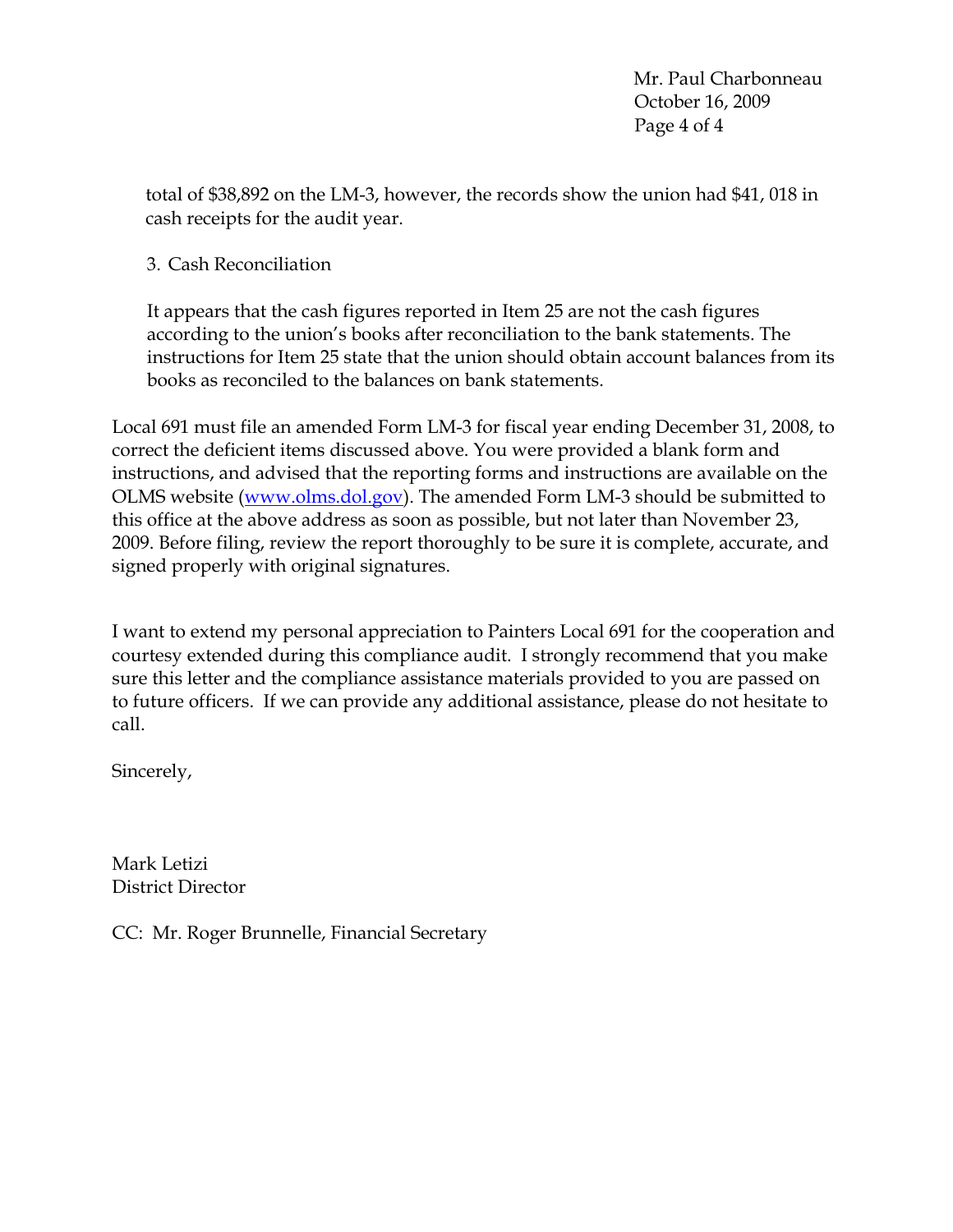total of $38,892 on the LM-3, however, the records show the union had $41, 018 in cash receipts for the audit year.

3. Cash Reconciliation

It appears that the cash figures reported in Item 25 are not the cash figures according to the union's books after reconciliation to the bank statements. The instructions for Item 25 state that the union should obtain account balances from its books as reconciled to the balances on bank statements.

Local 691 must file an amended Form LM-3 for fiscal year ending December 31, 2008, to correct the deficient items discussed above. You were provided a blank form and instructions, and advised that the reporting forms and instructions are available on the OLMS website (www.olms.dol.gov). The amended Form LM-3 should be submitted to this office at the above address as soon as possible, but not later than November 23, 2009. Before filing, review the report thoroughly to be sure it is complete, accurate, and signed properly with original signatures.

I want to extend my personal appreciation to Painters Local 691 for the cooperation and courtesy extended during this compliance audit. I strongly recommend that you make sure this letter and the compliance assistance materials provided to you are passed on to future officers. If we can provide any additional assistance, please do not hesitate to call.

Sincerely,

Mark Letizi
District Director

CC: Mr. Roger Brunnelle, Financial Secretary